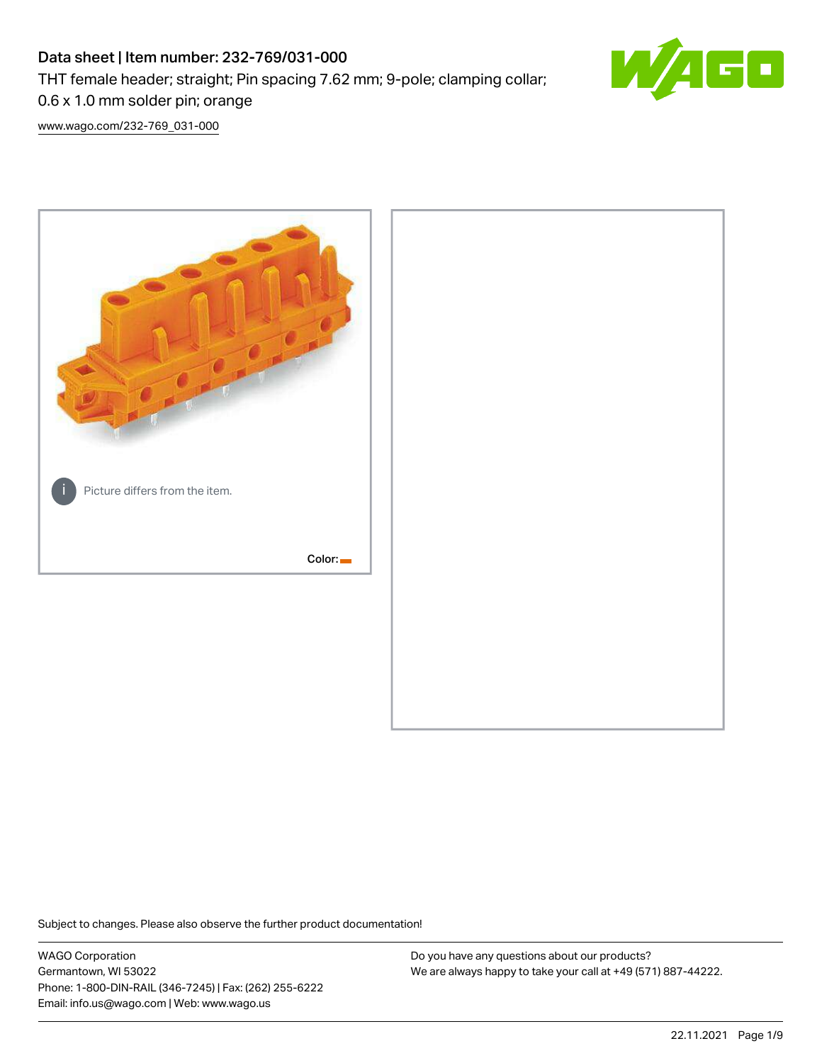# Data sheet | Item number: 232-769/031-000

THT female header; straight; Pin spacing 7.62 mm; 9-pole; clamping collar; 0.6 x 1.0 mm solder pin; orange

www.wago.com/232-769_031-000

Picture differs from the item.

Color:

Subject to changes. Please also observe the further product documentation!

WAGO Corporation
Germantown, WI 53022
Phone: 1-800-DIN-RAIL (346-7245) | Fax: (262) 255-6222
Email: info.us@wago.com | Web: www.wago.us

Do you have any questions about our products?
We are always happy to take your call at +49 (571) 887-44222.

22.11.2021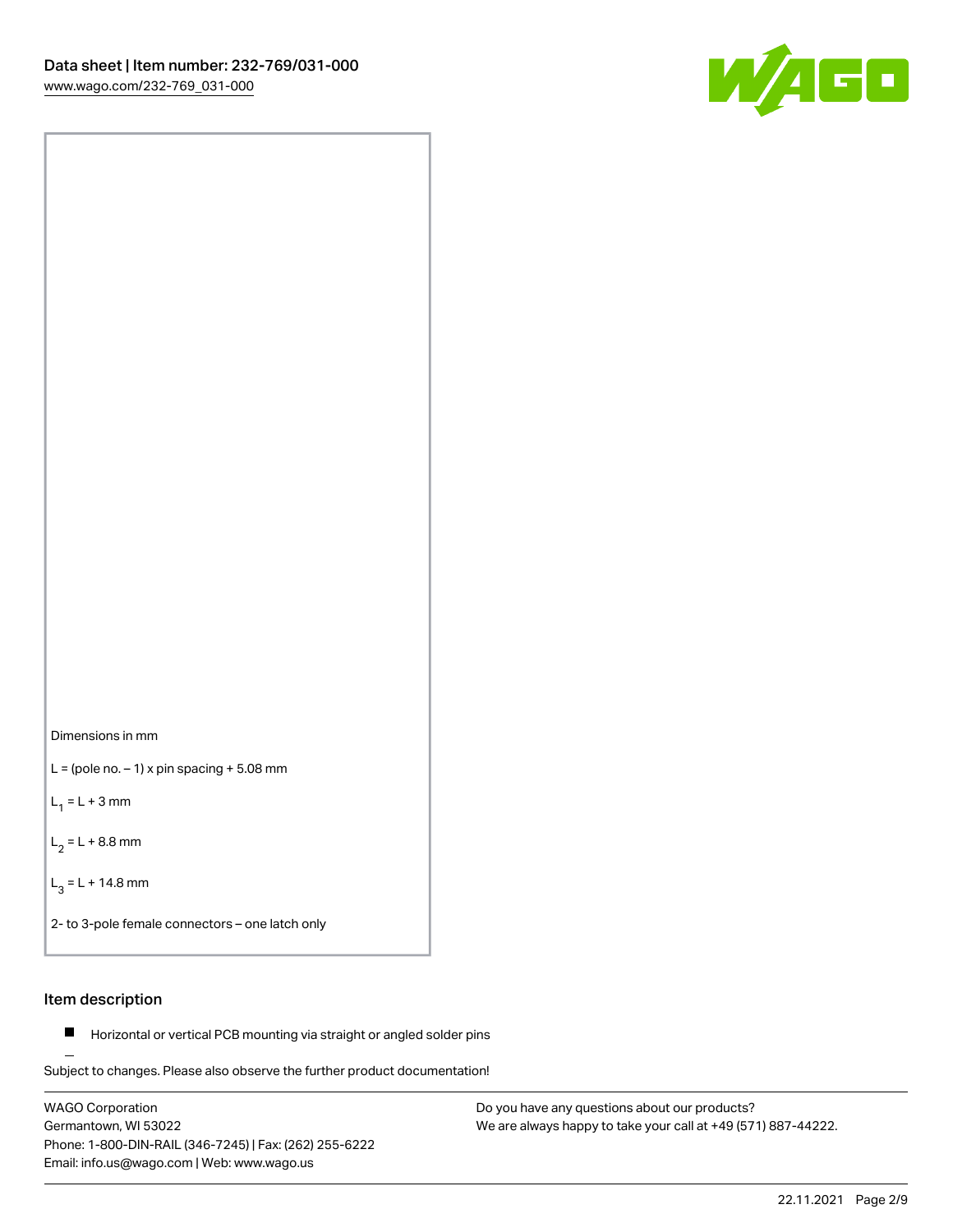Dimensions in mm

L = (pole no. – 1) x pin spacing + 5.08 mm

$L_1$ = L + 3 mm

$L_2$ = L + 8.8 mm

$L_3$ = L + 14.8 mm

2- to 3-pole female connectors – one latch only

## Item description

- Horizontal or vertical PCB mounting via straight or angled solder pins

Subject to changes. Please also observe the further product documentation!

WAGO Corporation
Germantown, WI 53022
Phone: 1-800-DIN-RAIL (346-7245) | Fax: (262) 255-6222
Email: info.us@wago.com | Web: www.wago.us

Do you have any questions about our products?
We are always happy to take your call at +49 (571) 887-44222.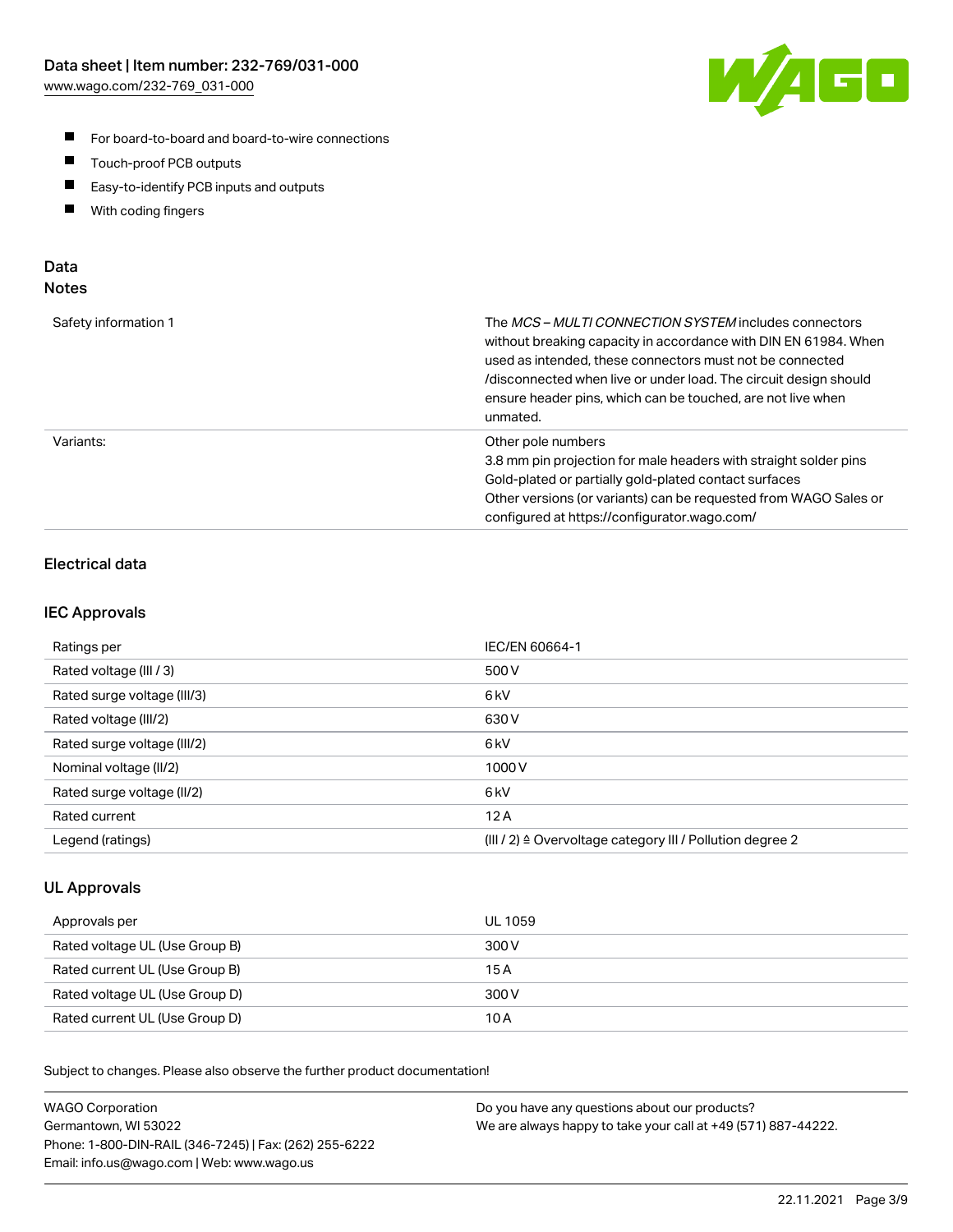- For board-to-board and board-to-wire connections
- Touch-proof PCB outputs
- Easy-to-identify PCB inputs and outputs
- With coding fingers

## Data
### Notes

| | |
|---|---|
| Safety information 1 | The *MCS – MULTI CONNECTION SYSTEM* includes connectors without breaking capacity in accordance with DIN EN 61984. When used as intended, these connectors must not be connected /disconnected when live or under load. The circuit design should ensure header pins, which can be touched, are not live when unmated. |
| Variants: | Other pole numbers<br>3.8 mm pin projection for male headers with straight solder pins<br>Gold-plated or partially gold-plated contact surfaces<br>Other versions (or variants) can be requested from WAGO Sales or configured at https://configurator.wago.com/ |

### Electrical data

### IEC Approvals

| | |
|---|---|
| Ratings per | IEC/EN 60664-1 |
| Rated voltage (III / 3) | 500 V |
| Rated surge voltage (III/3) | 6 kV |
| Rated voltage (III/2) | 630 V |
| Rated surge voltage (III/2) | 6 kV |
| Nominal voltage (II/2) | 1000 V |
| Rated surge voltage (II/2) | 6 kV |
| Rated current | 12 A |
| Legend (ratings) | (III / 2) ≙ Overvoltage category III / Pollution degree 2 |

### UL Approvals

| | |
|---|---|
| Approvals per | UL 1059 |
| Rated voltage UL (Use Group B) | 300 V |
| Rated current UL (Use Group B) | 15 A |
| Rated voltage UL (Use Group D) | 300 V |
| Rated current UL (Use Group D) | 10 A |

Subject to changes. Please also observe the further product documentation!

WAGO Corporation
Germantown, WI 53022
Phone: 1-800-DIN-RAIL (346-7245) | Fax: (262) 255-6222
Email: info.us@wago.com | Web: www.wago.us

Do you have any questions about our products?
We are always happy to take your call at +49 (571) 887-44222.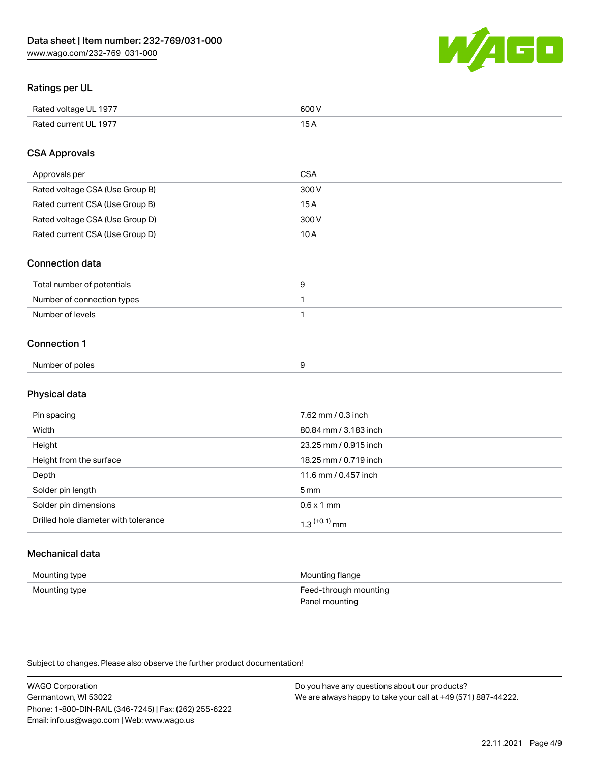## Ratings per UL

| | |
|---|---|
| Rated voltage UL 1977 | 600 V |
| Rated current UL 1977 | 15 A |

## CSA Approvals

| | |
|---|---|
| Approvals per | CSA |
| Rated voltage CSA (Use Group B) | 300 V |
| Rated current CSA (Use Group B) | 15 A |
| Rated voltage CSA (Use Group D) | 300 V |
| Rated current CSA (Use Group D) | 10 A |

## Connection data

| | |
|---|---|
| Total number of potentials | 9 |
| Number of connection types | 1 |
| Number of levels | 1 |

## Connection 1

| | |
|---|---|
| Number of poles | 9 |

## Physical data

| | |
|---|---|
| Pin spacing | 7.62 mm / 0.3 inch |
| Width | 80.84 mm / 3.183 inch |
| Height | 23.25 mm / 0.915 inch |
| Height from the surface | 18.25 mm / 0.719 inch |
| Depth | 11.6 mm / 0.457 inch |
| Solder pin length | 5 mm |
| Solder pin dimensions | 0.6 x 1 mm |
| Drilled hole diameter with tolerance | $1.3^{(+0.1)}$ mm |

## Mechanical data

| | |
|---|---|
| Mounting type | Mounting flange |
| Mounting type | Feed-through mounting<br>Panel mounting |

Subject to changes. Please also observe the further product documentation!

WAGO Corporation
Germantown, WI 53022
Phone: 1-800-DIN-RAIL (346-7245) | Fax: (262) 255-6222
Email: info.us@wago.com | Web: www.wago.us

Do you have any questions about our products?
We are always happy to take your call at +49 (571) 887-44222.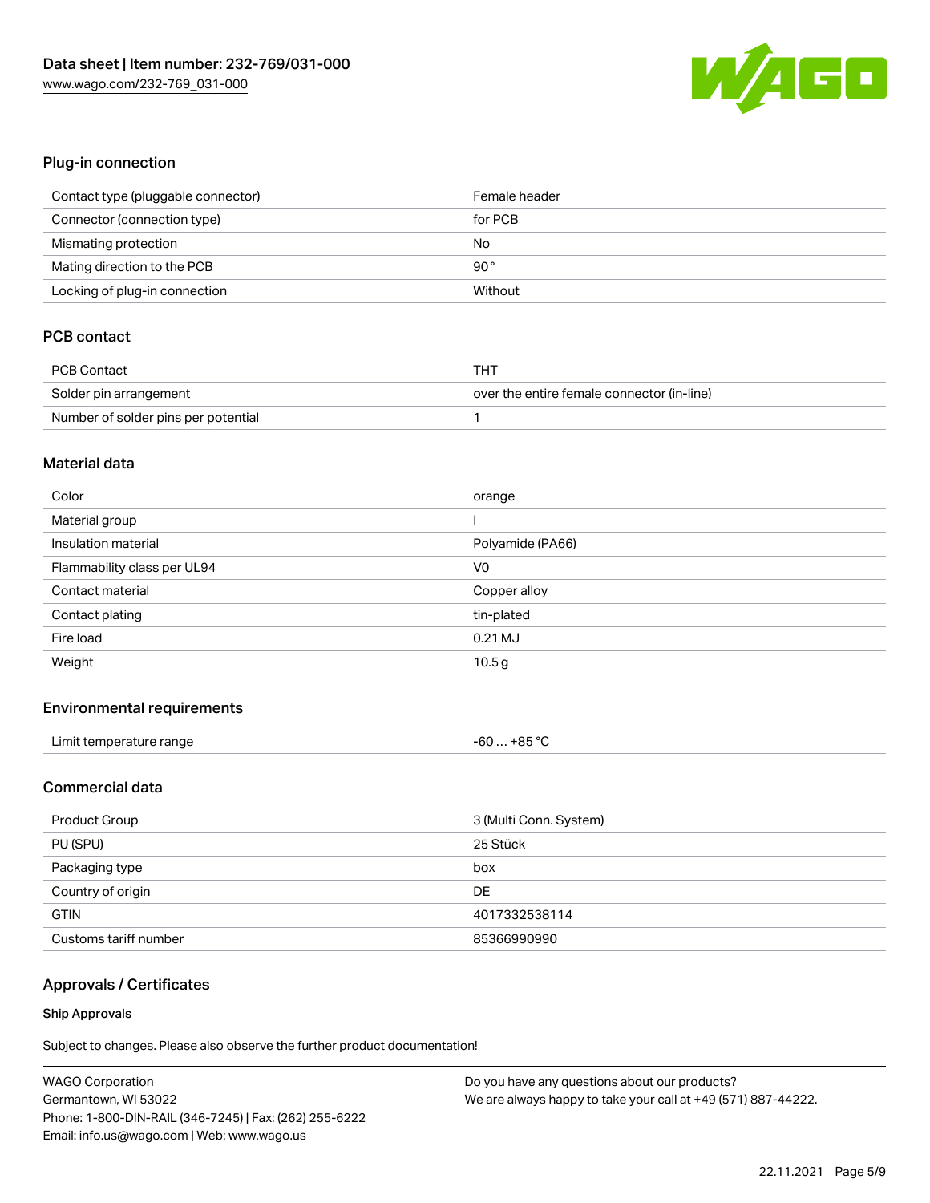## Plug-in connection

| | |
|---|---|
| Contact type (pluggable connector) | Female header |
| Connector (connection type) | for PCB |
| Mismating protection | No |
| Mating direction to the PCB | 90° |
| Locking of plug-in connection | Without |

## PCB contact

| | |
|---|---|
| PCB Contact | THT |
| Solder pin arrangement | over the entire female connector (in-line) |
| Number of solder pins per potential | 1 |

## Material data

| | |
|---|---|
| Color | orange |
| Material group | I |
| Insulation material | Polyamide (PA66) |
| Flammability class per UL94 | V0 |
| Contact material | Copper alloy |
| Contact plating | tin-plated |
| Fire load | 0.21 MJ |
| Weight | 10.5 g |

## Environmental requirements

| | |
|---|---|
| Limit temperature range | -60 … +85 °C |

## Commercial data

| | |
|---|---|
| Product Group | 3 (Multi Conn. System) |
| PU (SPU) | 25 Stück |
| Packaging type | box |
| Country of origin | DE |
| GTIN | 4017332538114 |
| Customs tariff number | 85366990990 |

## Approvals / Certificates

### Ship Approvals

Subject to changes. Please also observe the further product documentation!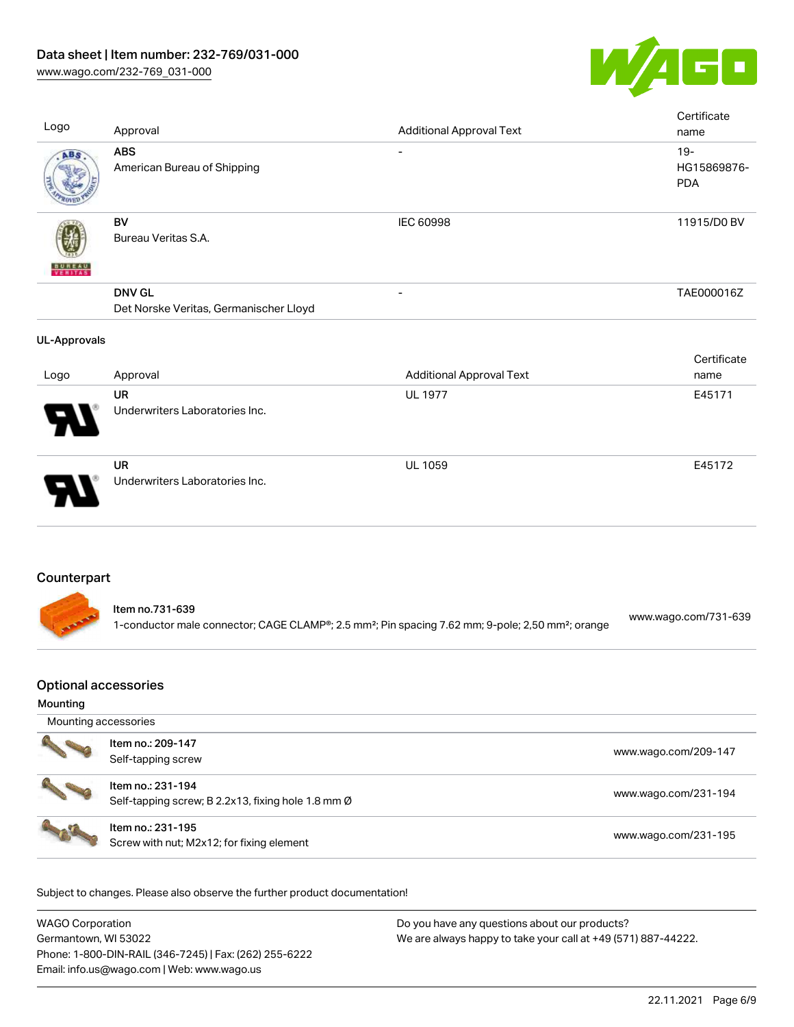| Logo | Approval | Additional Approval Text | Certificate name |
| --- | --- | --- | --- |
| | **ABS** American Bureau of Shipping | - | 19-HG15869876-PDA |
| | **BV** Bureau Veritas S.A. | IEC 60998 | 11915/D0 BV |
| | **DNV GL** Det Norske Veritas, Germanischer Lloyd | - | TAE000016Z |

**UL-Approvals**

| Logo | Approval | Additional Approval Text | Certificate name |
| --- | --- | --- | --- |
| | **UR** Underwriters Laboratories Inc. | UL 1977 | E45171 |
| | **UR** Underwriters Laboratories Inc. | UL 1059 | E45172 |

## Counterpart

| Item | Link |
| --- | --- |
| **Item no.731-639** 1-conductor male connector; CAGE CLAMP®; 2.5 mm²; Pin spacing 7.62 mm; 9-pole; 2,50 mm²; orange | www.wago.com/731-639 |

## Optional accessories

### Mounting

| Mounting accessories | |
| --- | --- |
| **Item no.: 209-147** Self-tapping screw | www.wago.com/209-147 |
| **Item no.: 231-194** Self-tapping screw; B 2.2x13, fixing hole 1.8 mm Ø | www.wago.com/231-194 |
| **Item no.: 231-195** Screw with nut; M2x12; for fixing element | www.wago.com/231-195 |

Subject to changes. Please also observe the further product documentation!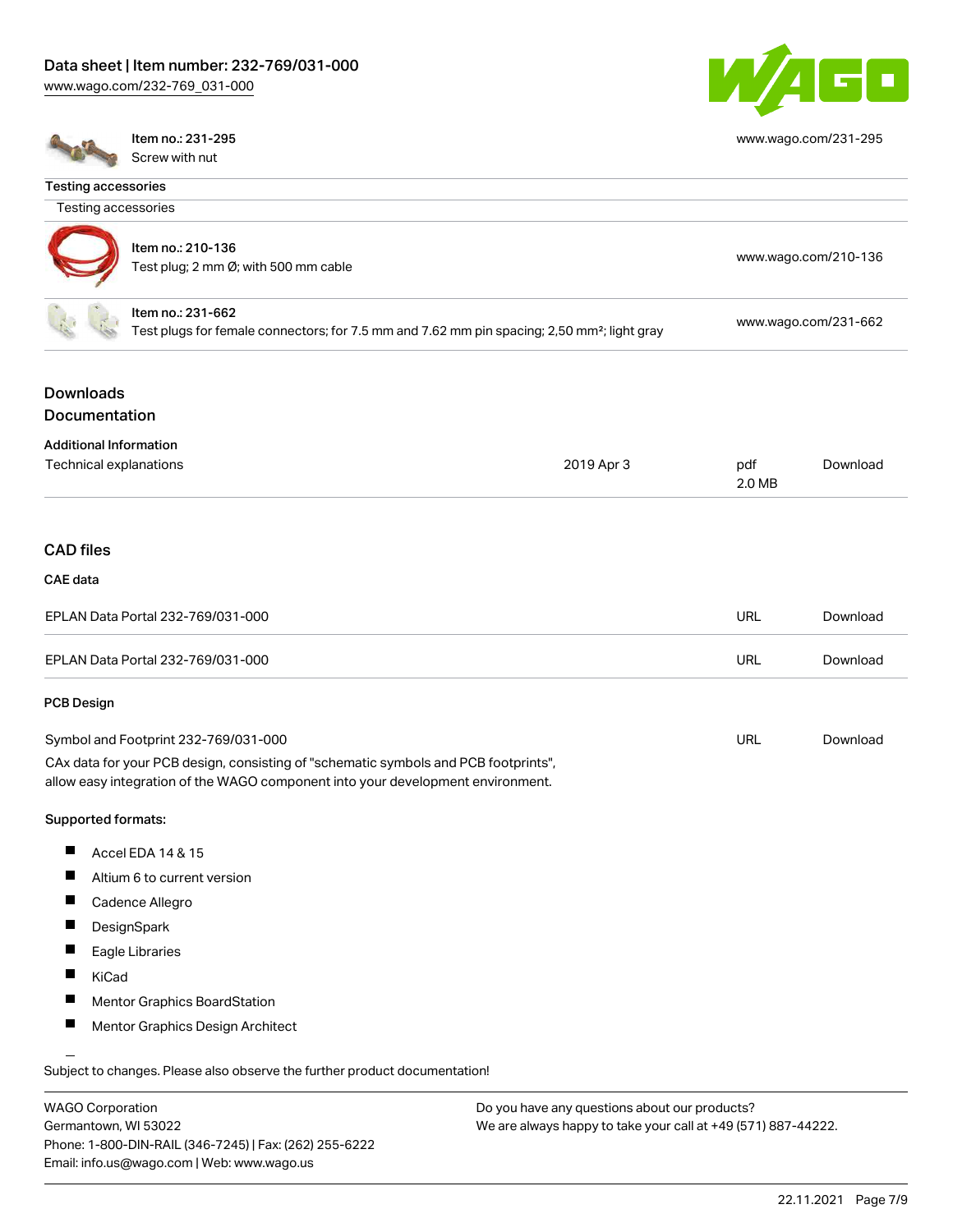| | | |
|---|---|---|
| Item no.: 231-295<br>Screw with nut | | www.wago.com/231-295 |

**Testing accessories**

Testing accessories

| | | |
|---|---|---|
| Item no.: 210-136<br>Test plug; 2 mm Ø; with 500 mm cable | | www.wago.com/210-136 |
| Item no.: 231-662<br>Test plugs for female connectors; for 7.5 mm and 7.62 mm pin spacing; 2,50 mm²; light gray | | www.wago.com/231-662 |

## Downloads
## Documentation

**Additional Information**

| | | | |
|---|---|---|---|
| Technical explanations | 2019 Apr 3 | pdf<br>2.0 MB | Download |

## CAD files

**CAE data**

| | | |
|---|---|---|
| EPLAN Data Portal 232-769/031-000 | URL | Download |
| EPLAN Data Portal 232-769/031-000 | URL | Download |

**PCB Design**

| | | |
|---|---|---|
| Symbol and Footprint 232-769/031-000 | URL | Download |

CAx data for your PCB design, consisting of "schematic symbols and PCB footprints", allow easy integration of the WAGO component into your development environment.

**Supported formats:**

- Accel EDA 14 & 15
- Altium 6 to current version
- Cadence Allegro
- DesignSpark
- Eagle Libraries
- KiCad
- Mentor Graphics BoardStation
- Mentor Graphics Design Architect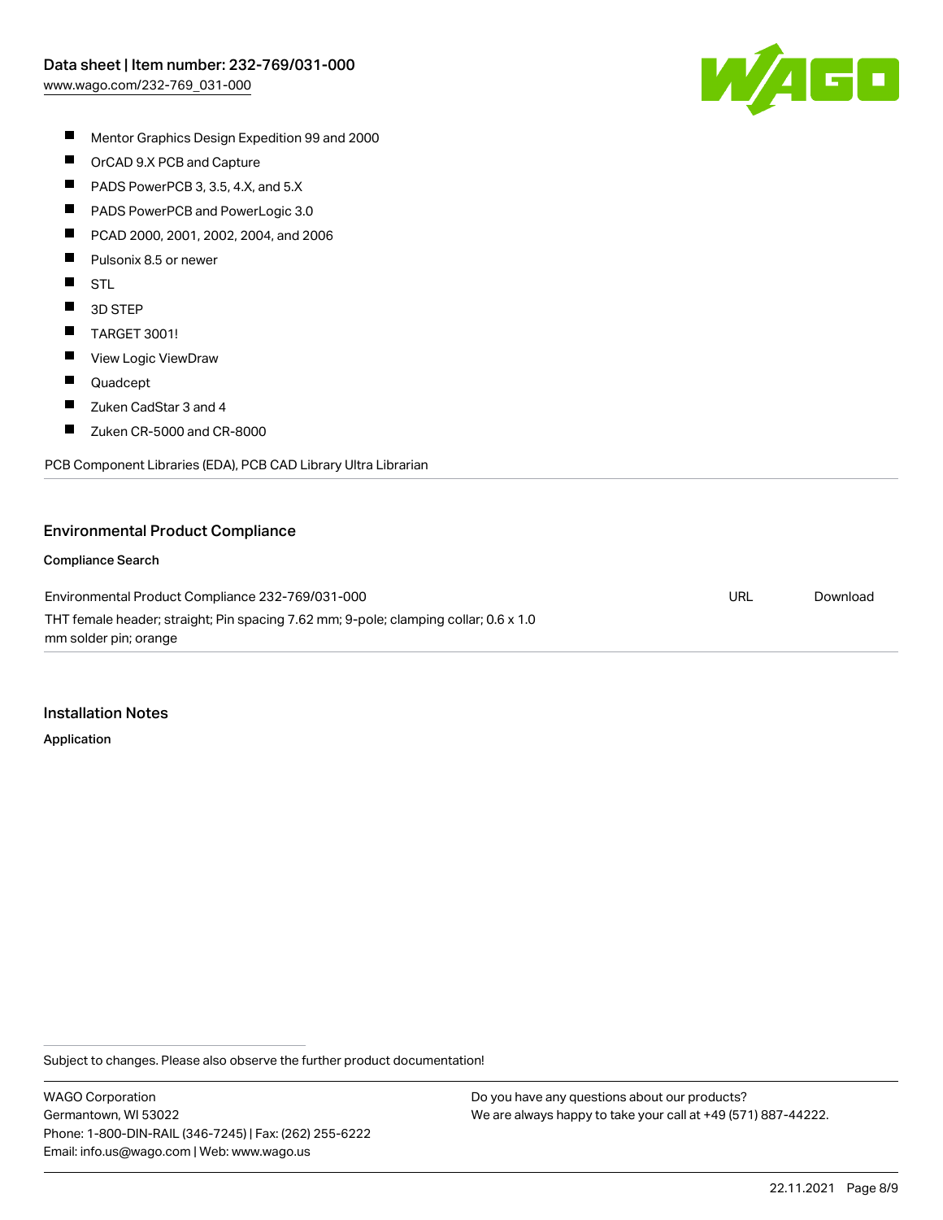- Mentor Graphics Design Expedition 99 and 2000
- OrCAD 9.X PCB and Capture
- PADS PowerPCB 3, 3.5, 4.X, and 5.X
- PADS PowerPCB and PowerLogic 3.0
- PCAD 2000, 2001, 2002, 2004, and 2006
- Pulsonix 8.5 or newer
- STL
- 3D STEP
- TARGET 3001!
- View Logic ViewDraw
- Quadcept
- Zuken CadStar 3 and 4
- Zuken CR-5000 and CR-8000

PCB Component Libraries (EDA), PCB CAD Library Ultra Librarian

## Environmental Product Compliance

### Compliance Search

| | | |
|---|---|---|
| Environmental Product Compliance 232-769/031-000<br>THT female header; straight; Pin spacing 7.62 mm; 9-pole; clamping collar; 0.6 x 1.0 mm solder pin; orange | URL | Download |

## Installation Notes

### Application

Subject to changes. Please also observe the further product documentation!

WAGO Corporation
Germantown, WI 53022
Phone: 1-800-DIN-RAIL (346-7245) | Fax: (262) 255-6222
Email: info.us@wago.com | Web: www.wago.us

Do you have any questions about our products?
We are always happy to take your call at +49 (571) 887-44222.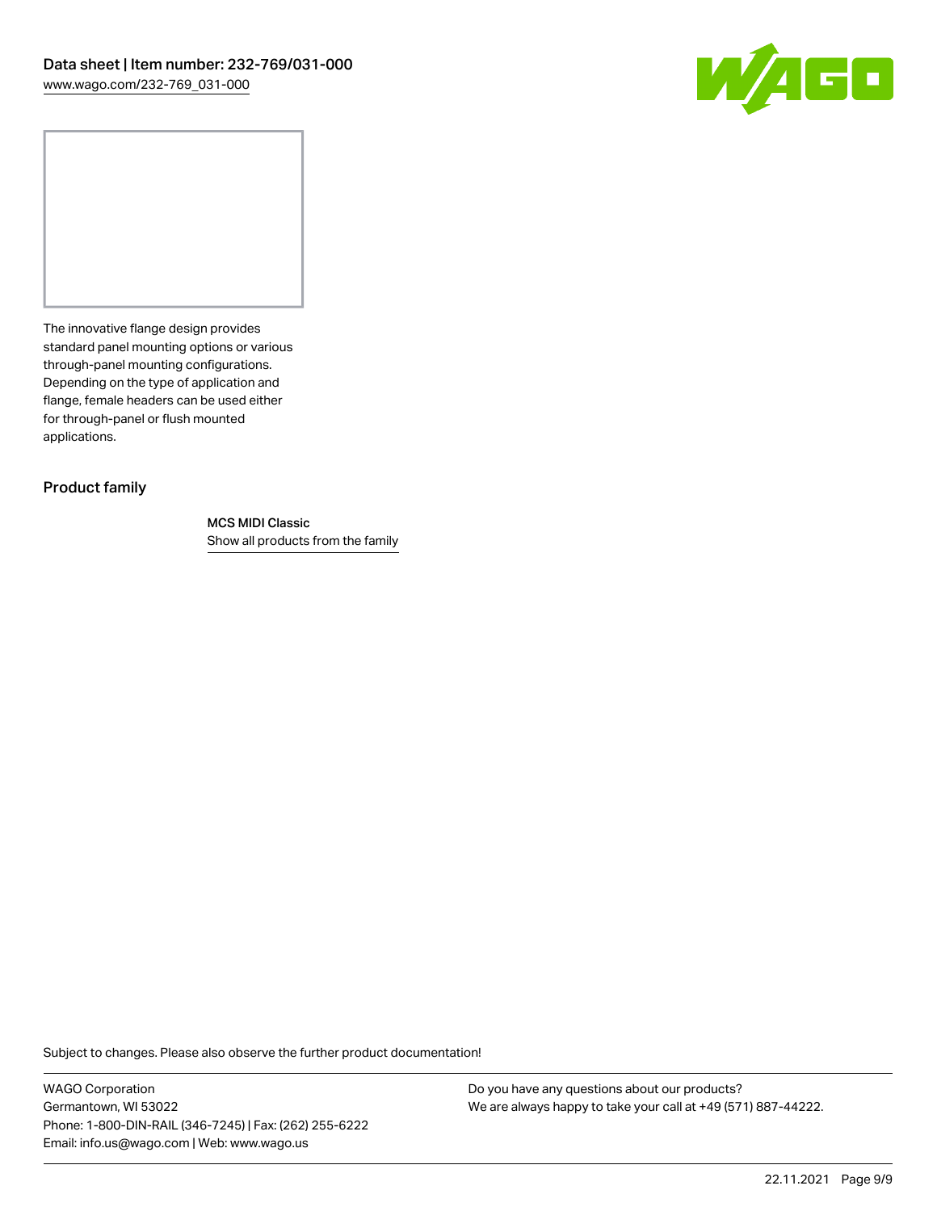The innovative flange design provides standard panel mounting options or various through-panel mounting configurations. Depending on the type of application and flange, female headers can be used either for through-panel or flush mounted applications.

## Product family

MCS MIDI Classic
Show all products from the family

Subject to changes. Please also observe the further product documentation!

WAGO Corporation
Germantown, WI 53022
Phone: 1-800-DIN-RAIL (346-7245) | Fax: (262) 255-6222
Email: info.us@wago.com | Web: www.wago.us

Do you have any questions about our products?
We are always happy to take your call at +49 (571) 887-44222.